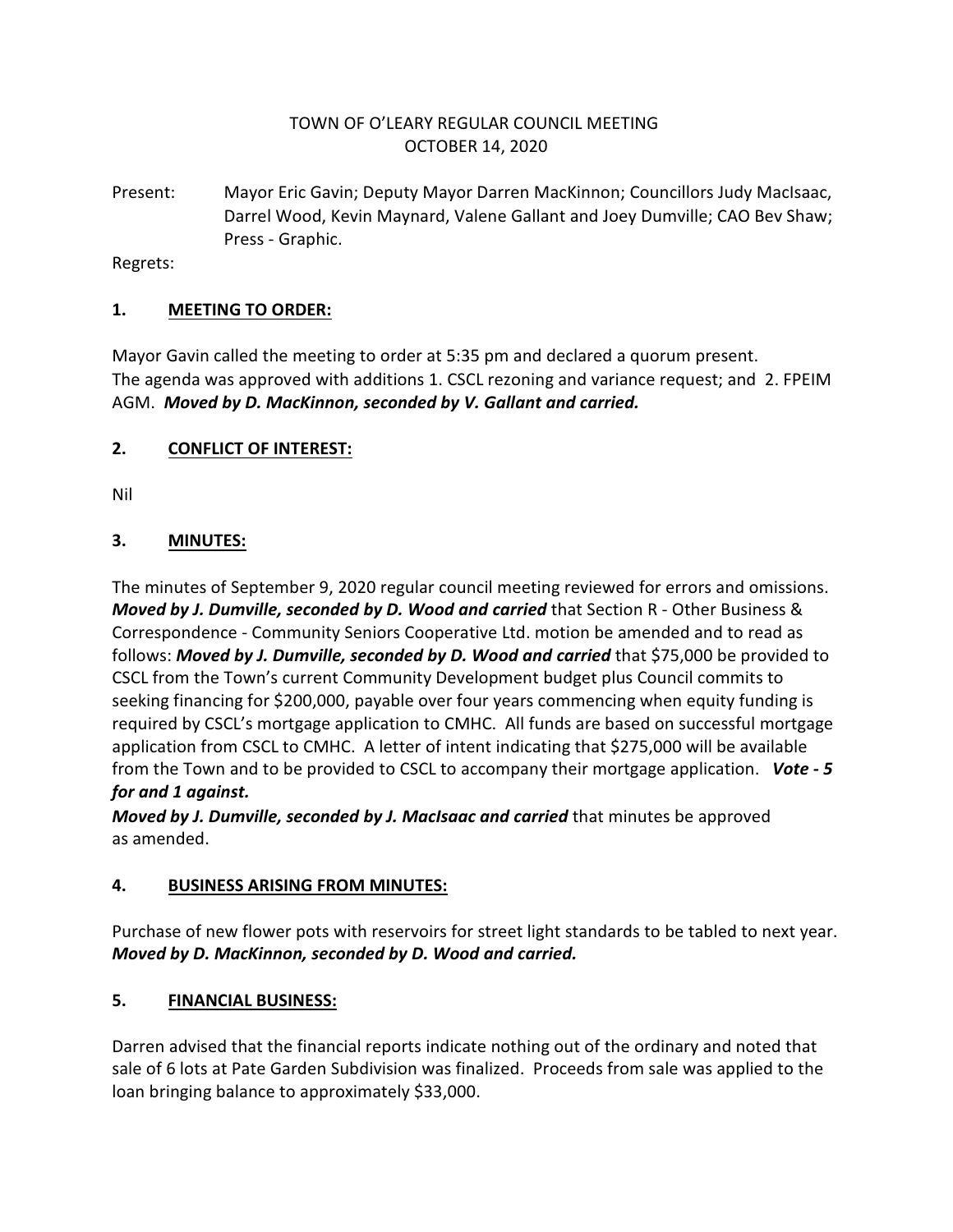# TOWN OF O'LEARY REGULAR COUNCIL MEETING
## OCTOBER 14, 2020

Present: Mayor Eric Gavin; Deputy Mayor Darren MacKinnon; Councillors Judy MacIsaac, Darrel Wood, Kevin Maynard, Valene Gallant and Joey Dumville; CAO Bev Shaw; Press - Graphic.

Regrets:

## 1. MEETING TO ORDER:

Mayor Gavin called the meeting to order at 5:35 pm and declared a quorum present. The agenda was approved with additions 1. CSCL rezoning and variance request; and 2. FPEIM AGM. ***Moved by D. MacKinnon, seconded by V. Gallant and carried.***

## 2. CONFLICT OF INTEREST:

Nil

## 3. MINUTES:

The minutes of September 9, 2020 regular council meeting reviewed for errors and omissions. ***Moved by J. Dumville, seconded by D. Wood and carried*** that Section R - Other Business & Correspondence - Community Seniors Cooperative Ltd. motion be amended and to read as follows: ***Moved by J. Dumville, seconded by D. Wood and carried*** that $75,000 be provided to CSCL from the Town's current Community Development budget plus Council commits to seeking financing for $200,000, payable over four years commencing when equity funding is required by CSCL's mortgage application to CMHC. All funds are based on successful mortgage application from CSCL to CMHC. A letter of intent indicating that $275,000 will be available from the Town and to be provided to CSCL to accompany their mortgage application. ***Vote - 5 for and 1 against.***

***Moved by J. Dumville, seconded by J. MacIsaac and carried*** that minutes be approved as amended.

## 4. BUSINESS ARISING FROM MINUTES:

Purchase of new flower pots with reservoirs for street light standards to be tabled to next year. ***Moved by D. MacKinnon, seconded by D. Wood and carried.***

## 5. FINANCIAL BUSINESS:

Darren advised that the financial reports indicate nothing out of the ordinary and noted that sale of 6 lots at Pate Garden Subdivision was finalized. Proceeds from sale was applied to the loan bringing balance to approximately $33,000.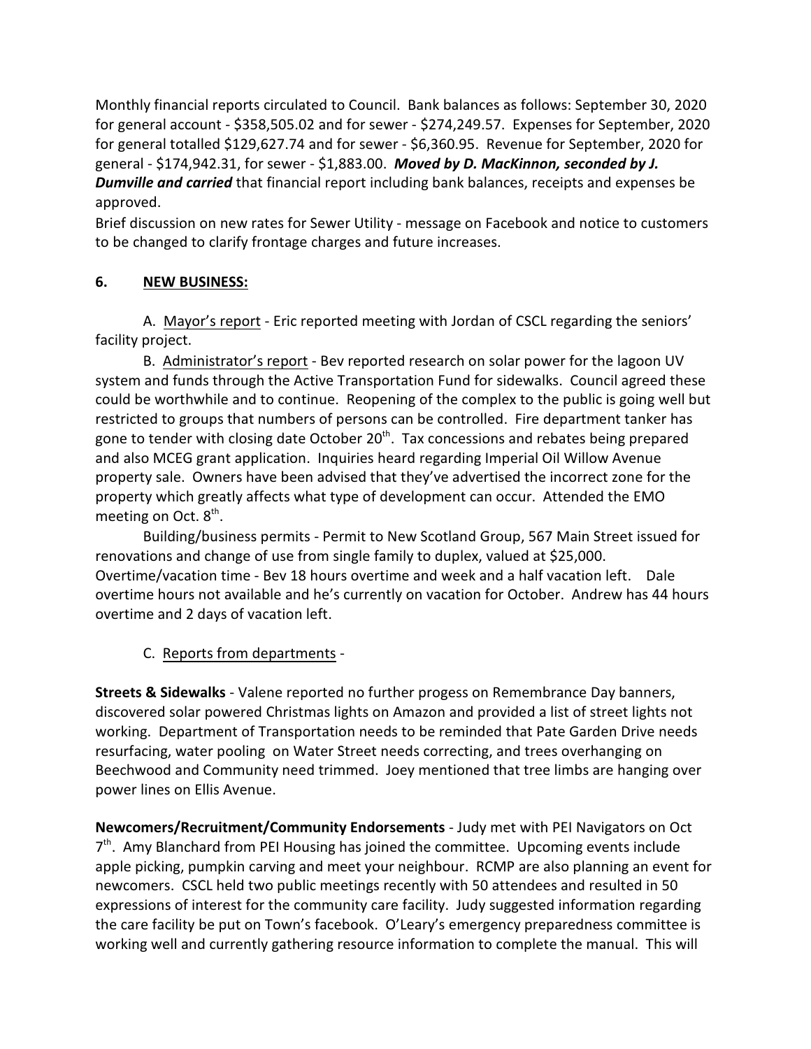Monthly financial reports circulated to Council. Bank balances as follows: September 30, 2020 for general account - $358,505.02 and for sewer - $274,249.57. Expenses for September, 2020 for general totalled $129,627.74 and for sewer - $6,360.95. Revenue for September, 2020 for general - $174,942.31, for sewer - $1,883.00. ***Moved by D. MacKinnon, seconded by J. Dumville and carried*** that financial report including bank balances, receipts and expenses be approved.

Brief discussion on new rates for Sewer Utility - message on Facebook and notice to customers to be changed to clarify frontage charges and future increases.

## 6. NEW BUSINESS:

A. Mayor's report - Eric reported meeting with Jordan of CSCL regarding the seniors' facility project.

B. Administrator's report - Bev reported research on solar power for the lagoon UV system and funds through the Active Transportation Fund for sidewalks. Council agreed these could be worthwhile and to continue. Reopening of the complex to the public is going well but restricted to groups that numbers of persons can be controlled. Fire department tanker has gone to tender with closing date October 20th. Tax concessions and rebates being prepared and also MCEG grant application. Inquiries heard regarding Imperial Oil Willow Avenue property sale. Owners have been advised that they've advertised the incorrect zone for the property which greatly affects what type of development can occur. Attended the EMO meeting on Oct. 8th.

Building/business permits - Permit to New Scotland Group, 567 Main Street issued for renovations and change of use from single family to duplex, valued at $25,000. Overtime/vacation time - Bev 18 hours overtime and week and a half vacation left. Dale overtime hours not available and he's currently on vacation for October. Andrew has 44 hours overtime and 2 days of vacation left.

C. Reports from departments -

**Streets & Sidewalks** - Valene reported no further progess on Remembrance Day banners, discovered solar powered Christmas lights on Amazon and provided a list of street lights not working. Department of Transportation needs to be reminded that Pate Garden Drive needs resurfacing, water pooling on Water Street needs correcting, and trees overhanging on Beechwood and Community need trimmed. Joey mentioned that tree limbs are hanging over power lines on Ellis Avenue.

**Newcomers/Recruitment/Community Endorsements** - Judy met with PEI Navigators on Oct 7th. Amy Blanchard from PEI Housing has joined the committee. Upcoming events include apple picking, pumpkin carving and meet your neighbour. RCMP are also planning an event for newcomers. CSCL held two public meetings recently with 50 attendees and resulted in 50 expressions of interest for the community care facility. Judy suggested information regarding the care facility be put on Town's facebook. O'Leary's emergency preparedness committee is working well and currently gathering resource information to complete the manual. This will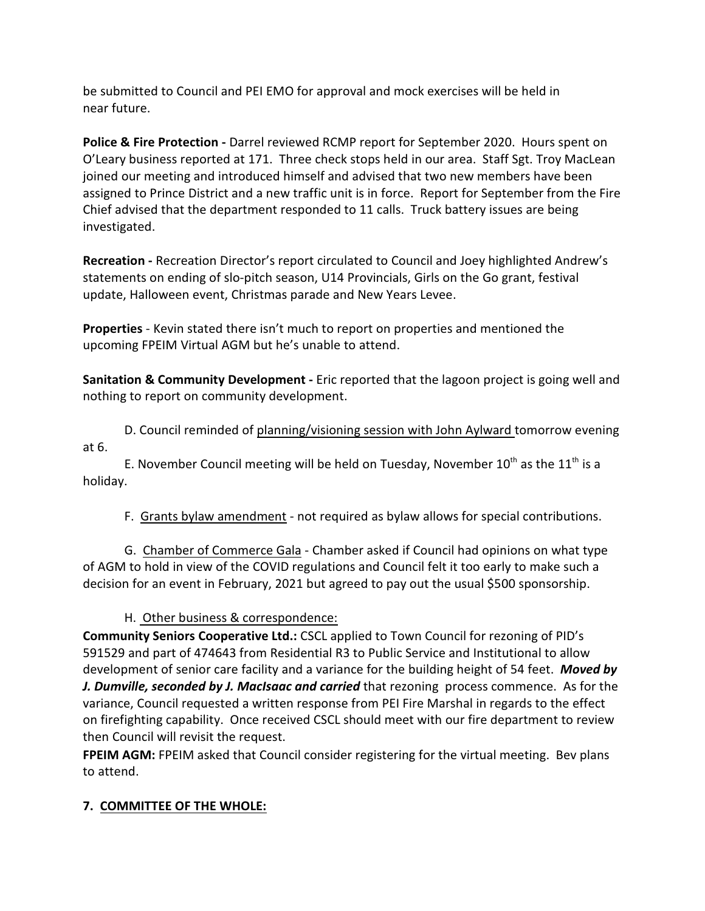be submitted to Council and PEI EMO for approval and mock exercises will be held in near future.

**Police & Fire Protection -** Darrel reviewed RCMP report for September 2020. Hours spent on O'Leary business reported at 171. Three check stops held in our area. Staff Sgt. Troy MacLean joined our meeting and introduced himself and advised that two new members have been assigned to Prince District and a new traffic unit is in force. Report for September from the Fire Chief advised that the department responded to 11 calls. Truck battery issues are being investigated.

**Recreation -** Recreation Director's report circulated to Council and Joey highlighted Andrew's statements on ending of slo-pitch season, U14 Provincials, Girls on the Go grant, festival update, Halloween event, Christmas parade and New Years Levee.

**Properties** - Kevin stated there isn't much to report on properties and mentioned the upcoming FPEIM Virtual AGM but he's unable to attend.

**Sanitation & Community Development -** Eric reported that the lagoon project is going well and nothing to report on community development.

D. Council reminded of planning/visioning session with John Aylward tomorrow evening at 6.

E. November Council meeting will be held on Tuesday, November 10th as the 11th is a holiday.

F. Grants bylaw amendment - not required as bylaw allows for special contributions.

G. Chamber of Commerce Gala - Chamber asked if Council had opinions on what type of AGM to hold in view of the COVID regulations and Council felt it too early to make such a decision for an event in February, 2021 but agreed to pay out the usual $500 sponsorship.

H. Other business & correspondence:

**Community Seniors Cooperative Ltd.:** CSCL applied to Town Council for rezoning of PID's 591529 and part of 474643 from Residential R3 to Public Service and Institutional to allow development of senior care facility and a variance for the building height of 54 feet. ***Moved by J. Dumville, seconded by J. MacIsaac and carried*** that rezoning process commence. As for the variance, Council requested a written response from PEI Fire Marshal in regards to the effect on firefighting capability. Once received CSCL should meet with our fire department to review then Council will revisit the request.

**FPEIM AGM:** FPEIM asked that Council consider registering for the virtual meeting. Bev plans to attend.

## 7. COMMITTEE OF THE WHOLE: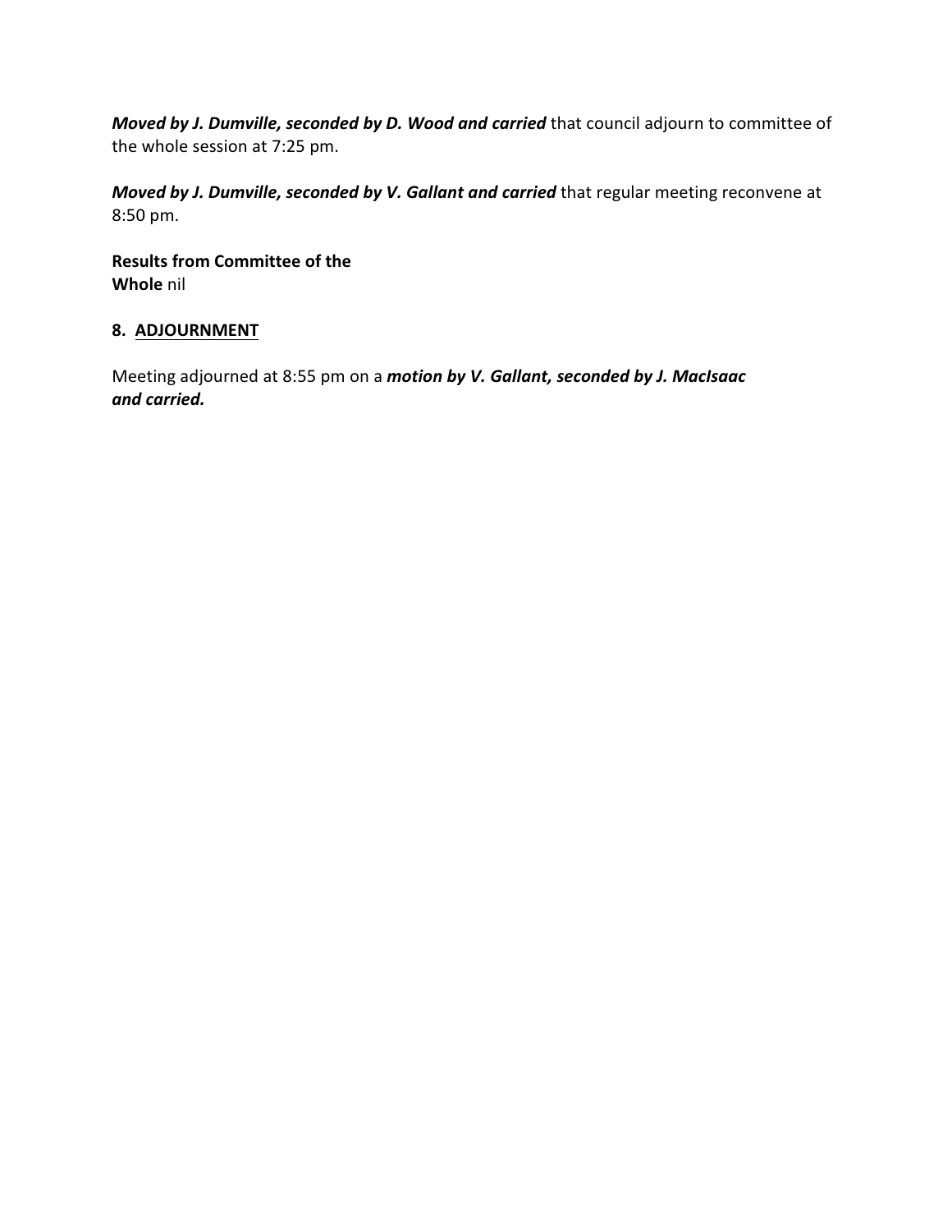***Moved by J. Dumville, seconded by D. Wood and carried*** that council adjourn to committee of the whole session at 7:25 pm.

***Moved by J. Dumville, seconded by V. Gallant and carried*** that regular meeting reconvene at 8:50 pm.

**Results from Committee of the Whole** nil

## 8. <u>ADJOURNMENT</u>

Meeting adjourned at 8:55 pm on a ***motion by V. Gallant, seconded by J. MacIsaac and carried.***